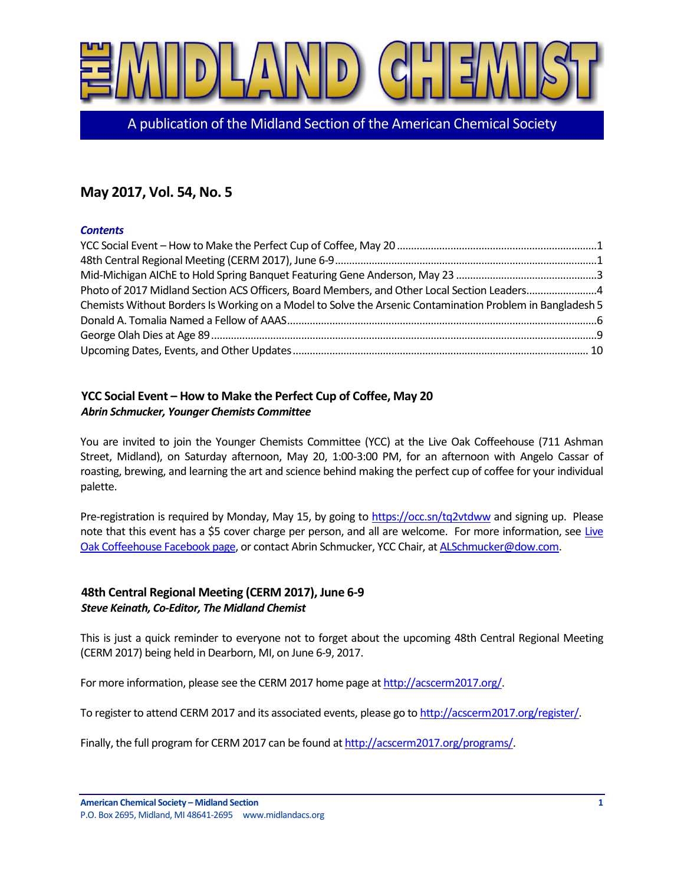# THE MIDLAND CHEMIST

A publication of the Midland Section of the American Chemical Society

## May 2017, Vol. 54, No. 5

***Contents***

YCC Social Event – How to Make the Perfect Cup of Coffee, May 20 ........................................................................1
48th Central Regional Meeting (CERM 2017), June 6-9 ........................................................................1
Mid-Michigan AIChE to Hold Spring Banquet Featuring Gene Anderson, May 23 ........................................................................3
Photo of 2017 Midland Section ACS Officers, Board Members, and Other Local Section Leaders........................................................................4
Chemists Without Borders Is Working on a Model to Solve the Arsenic Contamination Problem in Bangladesh 5
Donald A. Tomalia Named a Fellow of AAAS........................................................................6
George Olah Dies at Age 89........................................................................9
Upcoming Dates, Events, and Other Updates........................................................................10

### YCC Social Event – How to Make the Perfect Cup of Coffee, May 20

***Abrin Schmucker, Younger Chemists Committee***

You are invited to join the Younger Chemists Committee (YCC) at the Live Oak Coffeehouse (711 Ashman Street, Midland), on Saturday afternoon, May 20, 1:00-3:00 PM, for an afternoon with Angelo Cassar of roasting, brewing, and learning the art and science behind making the perfect cup of coffee for your individual palette.

Pre-registration is required by Monday, May 15, by going to https://occ.sn/tq2vtdww and signing up. Please note that this event has a $5 cover charge per person, and all are welcome. For more information, see Live Oak Coffeehouse Facebook page, or contact Abrin Schmucker, YCC Chair, at ALSchmucker@dow.com.

### 48th Central Regional Meeting (CERM 2017), June 6-9

***Steve Keinath, Co-Editor, The Midland Chemist***

This is just a quick reminder to everyone not to forget about the upcoming 48th Central Regional Meeting (CERM 2017) being held in Dearborn, MI, on June 6-9, 2017.

For more information, please see the CERM 2017 home page at http://acscerm2017.org/.

To register to attend CERM 2017 and its associated events, please go to http://acscerm2017.org/register/.

Finally, the full program for CERM 2017 can be found at http://acscerm2017.org/programs/.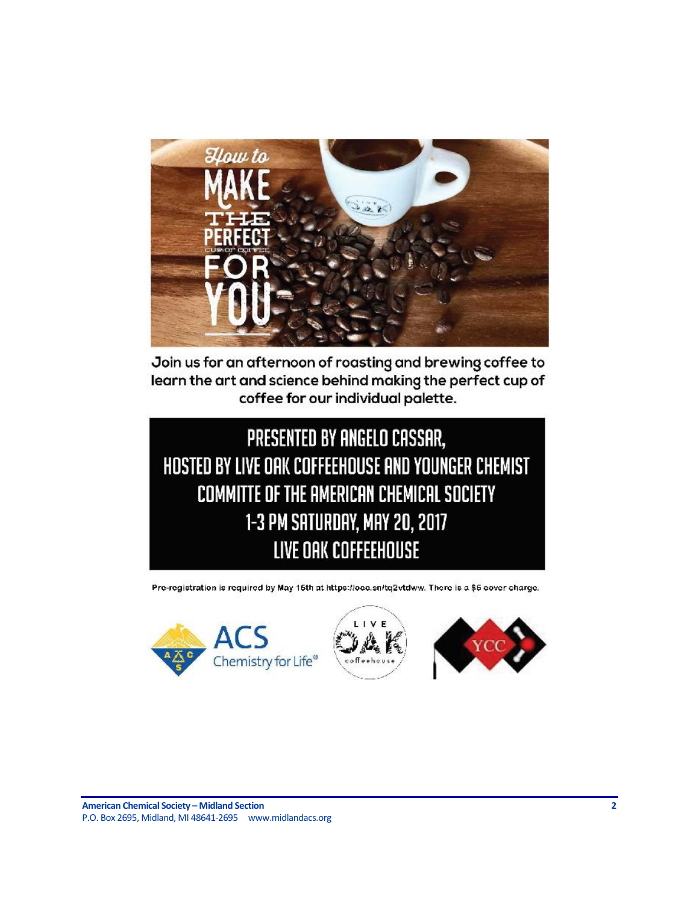# How to MAKE THE PERFECT CUP OF COFFEE FOR YOU

Join us for an afternoon of roasting and brewing coffee to learn the art and science behind making the perfect cup of coffee for our individual palette.

**PRESENTED BY ANGELO CASSAR,**
**HOSTED BY LIVE OAK COFFEEHOUSE AND YOUNGER CHEMIST COMMITTE OF THE AMERICAN CHEMICAL SOCIETY**
**1-3 PM SATURDAY, MAY 20, 2017**
**LIVE OAK COFFEEHOUSE**

Pre-registration is required by May 15th at https://ocs.sn/tq2vtdww. There is a $5 cover charge.

ACS Chemistry for Life®

LIVE OAK coffeehouse

YCC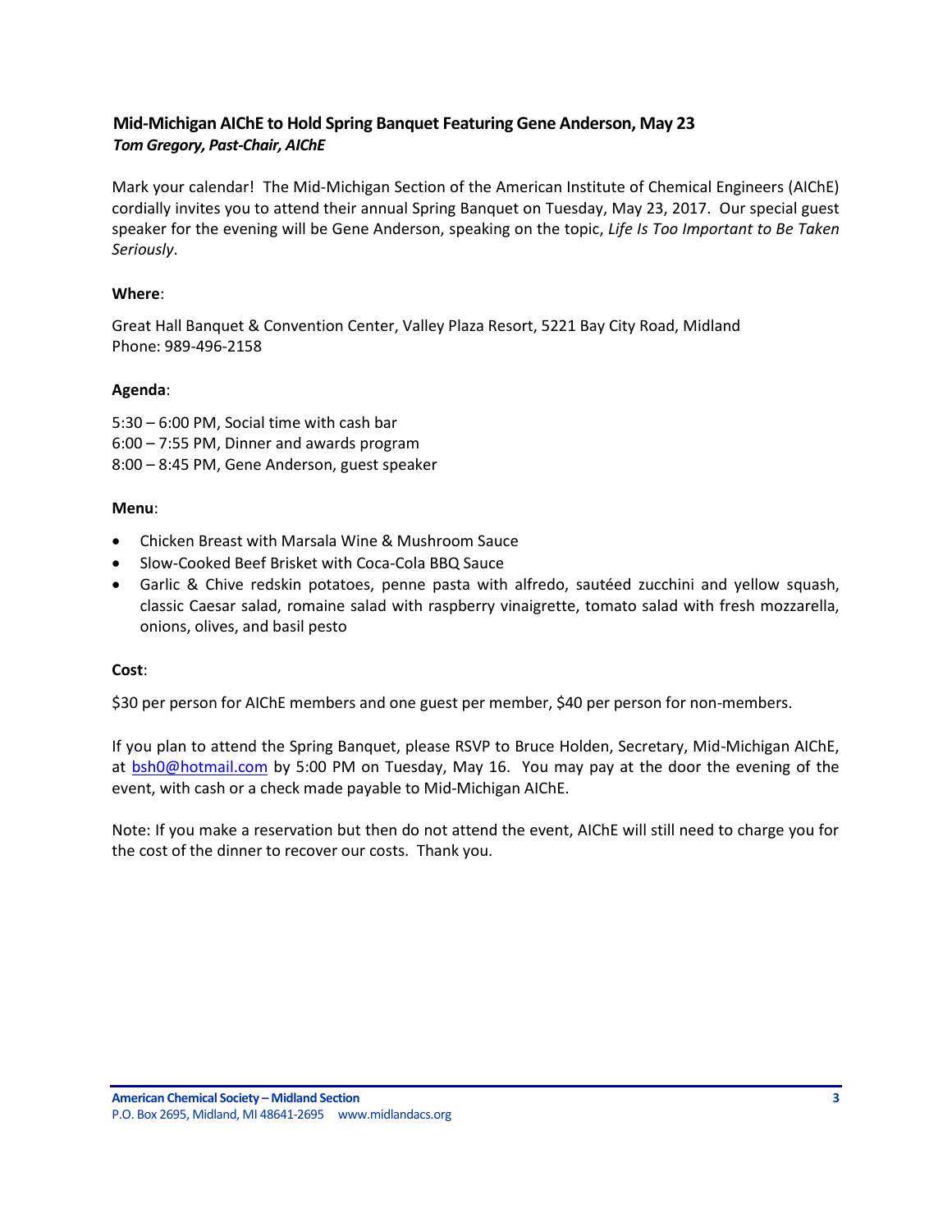## Mid-Michigan AIChE to Hold Spring Banquet Featuring Gene Anderson, May 23

***Tom Gregory, Past-Chair, AIChE***

Mark your calendar! The Mid-Michigan Section of the American Institute of Chemical Engineers (AIChE) cordially invites you to attend their annual Spring Banquet on Tuesday, May 23, 2017. Our special guest speaker for the evening will be Gene Anderson, speaking on the topic, *Life Is Too Important to Be Taken Seriously*.

**Where**:

Great Hall Banquet & Convention Center, Valley Plaza Resort, 5221 Bay City Road, Midland
Phone: 989-496-2158

**Agenda**:

5:30 – 6:00 PM, Social time with cash bar
6:00 – 7:55 PM, Dinner and awards program
8:00 – 8:45 PM, Gene Anderson, guest speaker

**Menu**:

- Chicken Breast with Marsala Wine & Mushroom Sauce
- Slow-Cooked Beef Brisket with Coca-Cola BBQ Sauce
- Garlic & Chive redskin potatoes, penne pasta with alfredo, sautéed zucchini and yellow squash, classic Caesar salad, romaine salad with raspberry vinaigrette, tomato salad with fresh mozzarella, onions, olives, and basil pesto

**Cost**:

$30 per person for AIChE members and one guest per member, $40 per person for non-members.

If you plan to attend the Spring Banquet, please RSVP to Bruce Holden, Secretary, Mid-Michigan AIChE, at bsh0@hotmail.com by 5:00 PM on Tuesday, May 16. You may pay at the door the evening of the event, with cash or a check made payable to Mid-Michigan AIChE.

Note: If you make a reservation but then do not attend the event, AIChE will still need to charge you for the cost of the dinner to recover our costs. Thank you.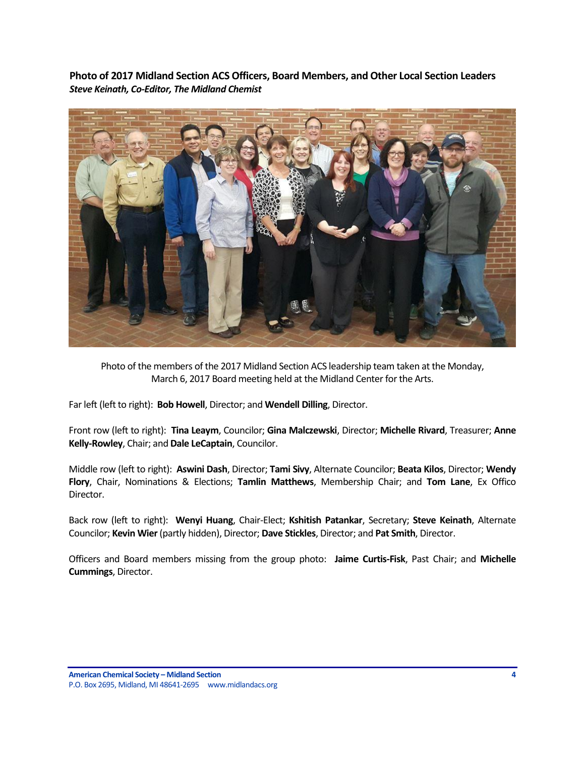**Photo of 2017 Midland Section ACS Officers, Board Members, and Other Local Section Leaders**

***Steve Keinath, Co-Editor, The Midland Chemist***

Photo of the members of the 2017 Midland Section ACS leadership team taken at the Monday, March 6, 2017 Board meeting held at the Midland Center for the Arts.

Far left (left to right): **Bob Howell**, Director; and **Wendell Dilling**, Director.

Front row (left to right): **Tina Leaym**, Councilor; **Gina Malczewski**, Director; **Michelle Rivard**, Treasurer; **Anne Kelly-Rowley**, Chair; and **Dale LeCaptain**, Councilor.

Middle row (left to right): **Aswini Dash**, Director; **Tami Sivy**, Alternate Councilor; **Beata Kilos**, Director; **Wendy Flory**, Chair, Nominations & Elections; **Tamlin Matthews**, Membership Chair; and **Tom Lane**, Ex Offico Director.

Back row (left to right): **Wenyi Huang**, Chair-Elect; **Kshitish Patankar**, Secretary; **Steve Keinath**, Alternate Councilor; **Kevin Wier** (partly hidden), Director; **Dave Stickles**, Director; and **Pat Smith**, Director.

Officers and Board members missing from the group photo: **Jaime Curtis-Fisk**, Past Chair; and **Michelle Cummings**, Director.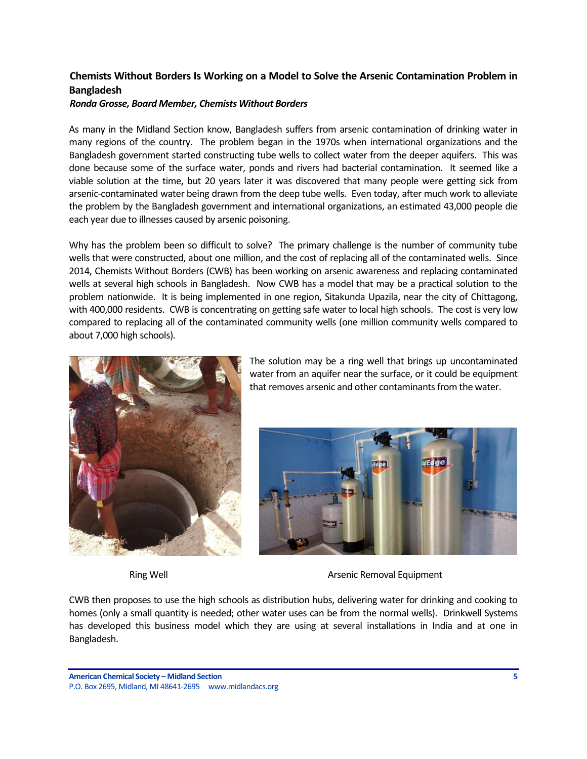## Chemists Without Borders Is Working on a Model to Solve the Arsenic Contamination Problem in Bangladesh

***Ronda Grosse, Board Member, Chemists Without Borders***

As many in the Midland Section know, Bangladesh suffers from arsenic contamination of drinking water in many regions of the country. The problem began in the 1970s when international organizations and the Bangladesh government started constructing tube wells to collect water from the deeper aquifers. This was done because some of the surface water, ponds and rivers had bacterial contamination. It seemed like a viable solution at the time, but 20 years later it was discovered that many people were getting sick from arsenic-contaminated water being drawn from the deep tube wells. Even today, after much work to alleviate the problem by the Bangladesh government and international organizations, an estimated 43,000 people die each year due to illnesses caused by arsenic poisoning.

Why has the problem been so difficult to solve? The primary challenge is the number of community tube wells that were constructed, about one million, and the cost of replacing all of the contaminated wells. Since 2014, Chemists Without Borders (CWB) has been working on arsenic awareness and replacing contaminated wells at several high schools in Bangladesh. Now CWB has a model that may be a practical solution to the problem nationwide. It is being implemented in one region, Sitakunda Upazila, near the city of Chittagong, with 400,000 residents. CWB is concentrating on getting safe water to local high schools. The cost is very low compared to replacing all of the contaminated community wells (one million community wells compared to about 7,000 high schools).

The solution may be a ring well that brings up uncontaminated water from an aquifer near the surface, or it could be equipment that removes arsenic and other contaminants from the water.

Ring Well

Arsenic Removal Equipment

CWB then proposes to use the high schools as distribution hubs, delivering water for drinking and cooking to homes (only a small quantity is needed; other water uses can be from the normal wells). Drinkwell Systems has developed this business model which they are using at several installations in India and at one in Bangladesh.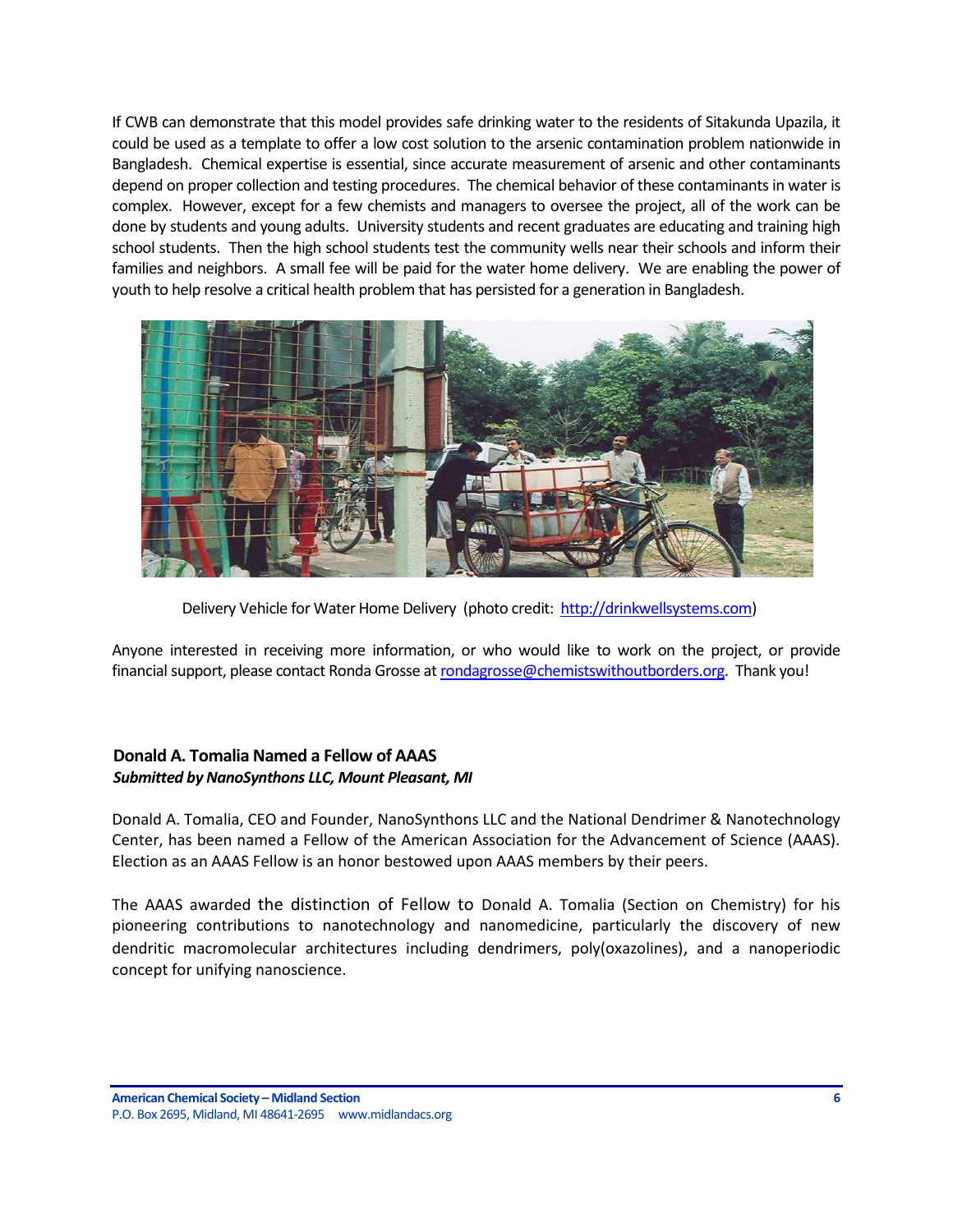If CWB can demonstrate that this model provides safe drinking water to the residents of Sitakunda Upazila, it could be used as a template to offer a low cost solution to the arsenic contamination problem nationwide in Bangladesh. Chemical expertise is essential, since accurate measurement of arsenic and other contaminants depend on proper collection and testing procedures. The chemical behavior of these contaminants in water is complex. However, except for a few chemists and managers to oversee the project, all of the work can be done by students and young adults. University students and recent graduates are educating and training high school students. Then the high school students test the community wells near their schools and inform their families and neighbors. A small fee will be paid for the water home delivery. We are enabling the power of youth to help resolve a critical health problem that has persisted for a generation in Bangladesh.

Delivery Vehicle for Water Home Delivery (photo credit: http://drinkwellsystems.com)

Anyone interested in receiving more information, or who would like to work on the project, or provide financial support, please contact Ronda Grosse at rondagrosse@chemistswithoutborders.org. Thank you!

### Donald A. Tomalia Named a Fellow of AAAS

***Submitted by NanoSynthons LLC, Mount Pleasant, MI***

Donald A. Tomalia, CEO and Founder, NanoSynthons LLC and the National Dendrimer & Nanotechnology Center, has been named a Fellow of the American Association for the Advancement of Science (AAAS). Election as an AAAS Fellow is an honor bestowed upon AAAS members by their peers.

The AAAS awarded the distinction of Fellow to Donald A. Tomalia (Section on Chemistry) for his pioneering contributions to nanotechnology and nanomedicine, particularly the discovery of new dendritic macromolecular architectures including dendrimers, poly(oxazolines), and a nanoperiodic concept for unifying nanoscience.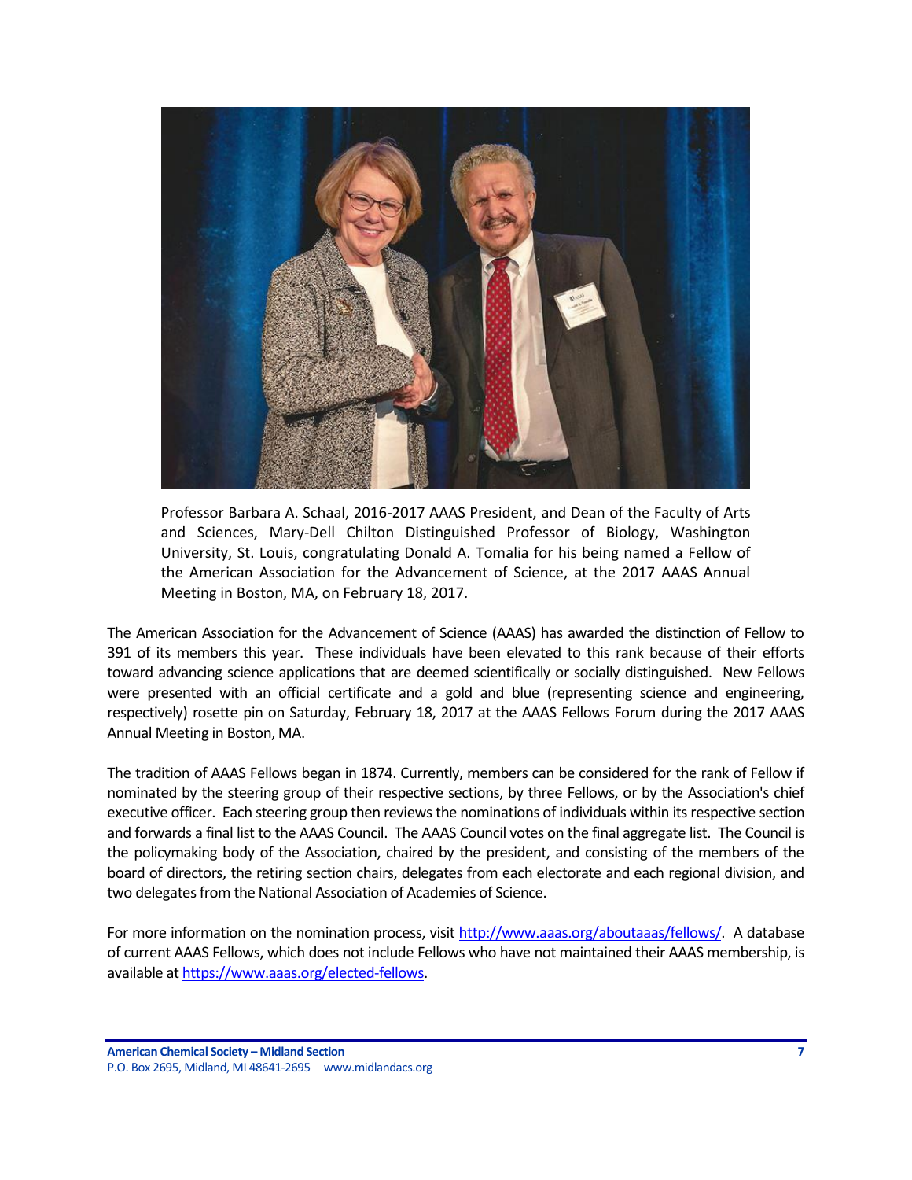Professor Barbara A. Schaal, 2016-2017 AAAS President, and Dean of the Faculty of Arts and Sciences, Mary-Dell Chilton Distinguished Professor of Biology, Washington University, St. Louis, congratulating Donald A. Tomalia for his being named a Fellow of the American Association for the Advancement of Science, at the 2017 AAAS Annual Meeting in Boston, MA, on February 18, 2017.

The American Association for the Advancement of Science (AAAS) has awarded the distinction of Fellow to 391 of its members this year. These individuals have been elevated to this rank because of their efforts toward advancing science applications that are deemed scientifically or socially distinguished. New Fellows were presented with an official certificate and a gold and blue (representing science and engineering, respectively) rosette pin on Saturday, February 18, 2017 at the AAAS Fellows Forum during the 2017 AAAS Annual Meeting in Boston, MA.

The tradition of AAAS Fellows began in 1874. Currently, members can be considered for the rank of Fellow if nominated by the steering group of their respective sections, by three Fellows, or by the Association's chief executive officer. Each steering group then reviews the nominations of individuals within its respective section and forwards a final list to the AAAS Council. The AAAS Council votes on the final aggregate list. The Council is the policymaking body of the Association, chaired by the president, and consisting of the members of the board of directors, the retiring section chairs, delegates from each electorate and each regional division, and two delegates from the National Association of Academies of Science.

For more information on the nomination process, visit [http://www.aaas.org/aboutaaas/fellows/](http://www.aaas.org/aboutaaas/fellows/). A database of current AAAS Fellows, which does not include Fellows who have not maintained their AAAS membership, is available at [https://www.aaas.org/elected-fellows](https://www.aaas.org/elected-fellows).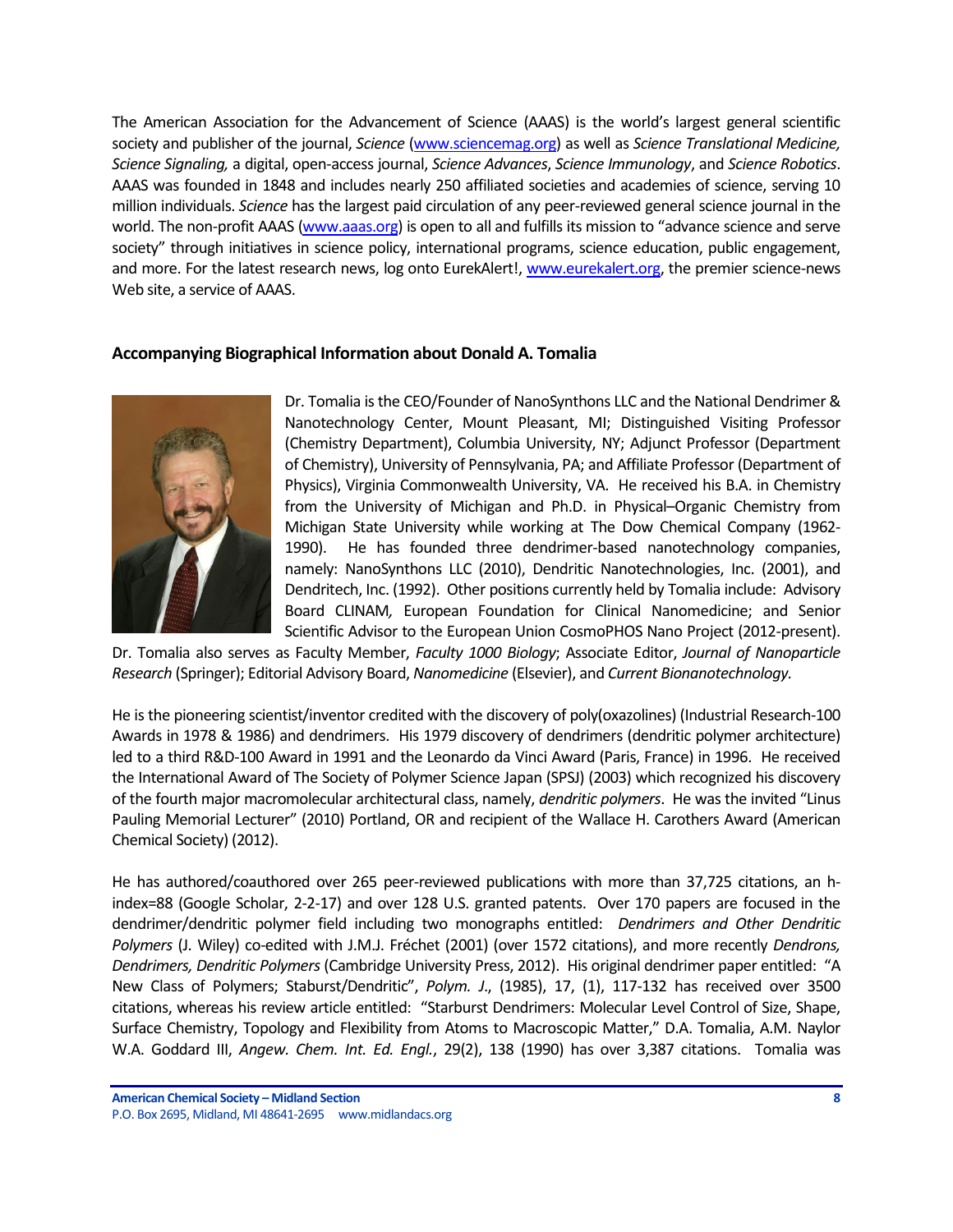The American Association for the Advancement of Science (AAAS) is the world's largest general scientific society and publisher of the journal, *Science* (www.sciencemag.org) as well as *Science Translational Medicine, Science Signaling,* a digital, open-access journal, *Science Advances*, *Science Immunology*, and *Science Robotics*. AAAS was founded in 1848 and includes nearly 250 affiliated societies and academies of science, serving 10 million individuals. *Science* has the largest paid circulation of any peer-reviewed general science journal in the world. The non-profit AAAS (www.aaas.org) is open to all and fulfills its mission to "advance science and serve society" through initiatives in science policy, international programs, science education, public engagement, and more. For the latest research news, log onto EurekAlert!, www.eurekalert.org, the premier science-news Web site, a service of AAAS.

## Accompanying Biographical Information about Donald A. Tomalia

Dr. Tomalia is the CEO/Founder of NanoSynthons LLC and the National Dendrimer & Nanotechnology Center, Mount Pleasant, MI; Distinguished Visiting Professor (Chemistry Department), Columbia University, NY; Adjunct Professor (Department of Chemistry), University of Pennsylvania, PA; and Affiliate Professor (Department of Physics), Virginia Commonwealth University, VA. He received his B.A. in Chemistry from the University of Michigan and Ph.D. in Physical–Organic Chemistry from Michigan State University while working at The Dow Chemical Company (1962-1990). He has founded three dendrimer-based nanotechnology companies, namely: NanoSynthons LLC (2010), Dendritic Nanotechnologies, Inc. (2001), and Dendritech, Inc. (1992). Other positions currently held by Tomalia include: Advisory Board CLINAM*,* European Foundation for Clinical Nanomedicine; and Senior Scientific Advisor to the European Union CosmoPHOS Nano Project (2012-present). Dr. Tomalia also serves as Faculty Member, *Faculty 1000 Biology*; Associate Editor, *Journal of Nanoparticle Research* (Springer); Editorial Advisory Board, *Nanomedicine* (Elsevier), and *Current Bionanotechnology.*

He is the pioneering scientist/inventor credited with the discovery of poly(oxazolines) (Industrial Research-100 Awards in 1978 & 1986) and dendrimers. His 1979 discovery of dendrimers (dendritic polymer architecture) led to a third R&D-100 Award in 1991 and the Leonardo da Vinci Award (Paris, France) in 1996. He received the International Award of The Society of Polymer Science Japan (SPSJ) (2003) which recognized his discovery of the fourth major macromolecular architectural class, namely, *dendritic polymers*. He was the invited "Linus Pauling Memorial Lecturer" (2010) Portland, OR and recipient of the Wallace H. Carothers Award (American Chemical Society) (2012).

He has authored/coauthored over 265 peer-reviewed publications with more than 37,725 citations, an h-index=88 (Google Scholar, 2-2-17) and over 128 U.S. granted patents. Over 170 papers are focused in the dendrimer/dendritic polymer field including two monographs entitled: *Dendrimers and Other Dendritic Polymers* (J. Wiley) co-edited with J.M.J. Fréchet (2001) (over 1572 citations), and more recently *Dendrons, Dendrimers, Dendritic Polymers* (Cambridge University Press, 2012). His original dendrimer paper entitled: "A New Class of Polymers; Staburst/Dendritic", *Polym. J.*, (1985), 17, (1), 117-132 has received over 3500 citations, whereas his review article entitled: "Starburst Dendrimers: Molecular Level Control of Size, Shape, Surface Chemistry, Topology and Flexibility from Atoms to Macroscopic Matter," D.A. Tomalia, A.M. Naylor W.A. Goddard III, *Angew. Chem. Int. Ed. Engl.*, 29(2), 138 (1990) has over 3,387 citations. Tomalia was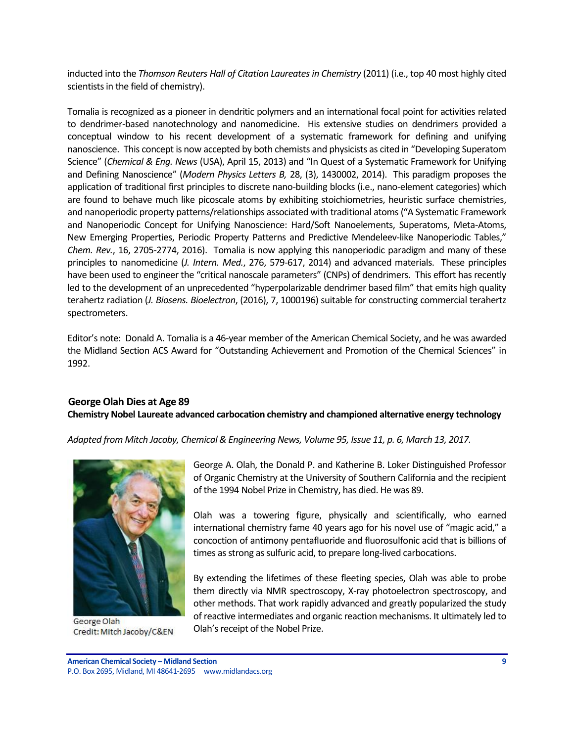inducted into the *Thomson Reuters Hall of Citation Laureates in Chemistry* (2011) (i.e., top 40 most highly cited scientists in the field of chemistry).

Tomalia is recognized as a pioneer in dendritic polymers and an international focal point for activities related to dendrimer-based nanotechnology and nanomedicine. His extensive studies on dendrimers provided a conceptual window to his recent development of a systematic framework for defining and unifying nanoscience. This concept is now accepted by both chemists and physicists as cited in "Developing Superatom Science" (*Chemical & Eng. News* (USA), April 15, 2013) and "In Quest of a Systematic Framework for Unifying and Defining Nanoscience" (*Modern Physics Letters B,* 28, (3), 1430002, 2014). This paradigm proposes the application of traditional first principles to discrete nano-building blocks (i.e., nano-element categories) which are found to behave much like picoscale atoms by exhibiting stoichiometries, heuristic surface chemistries, and nanoperiodic property patterns/relationships associated with traditional atoms ("A Systematic Framework and Nanoperiodic Concept for Unifying Nanoscience: Hard/Soft Nanoelements, Superatoms, Meta-Atoms, New Emerging Properties, Periodic Property Patterns and Predictive Mendeleev-like Nanoperiodic Tables," *Chem. Rev.*, 16, 2705-2774, 2016). Tomalia is now applying this nanoperiodic paradigm and many of these principles to nanomedicine (*J. Intern. Med.*, 276, 579-617, 2014) and advanced materials. These principles have been used to engineer the "critical nanoscale parameters" (CNPs) of dendrimers. This effort has recently led to the development of an unprecedented "hyperpolarizable dendrimer based film" that emits high quality terahertz radiation (*J. Biosens. Bioelectron*, (2016), 7, 1000196) suitable for constructing commercial terahertz spectrometers.

Editor's note: Donald A. Tomalia is a 46-year member of the American Chemical Society, and he was awarded the Midland Section ACS Award for "Outstanding Achievement and Promotion of the Chemical Sciences" in 1992.

## George Olah Dies at Age 89

**Chemistry Nobel Laureate advanced carbocation chemistry and championed alternative energy technology**

*Adapted from Mitch Jacoby, Chemical & Engineering News, Volume 95, Issue 11, p. 6, March 13, 2017.*

George Olah
Credit: Mitch Jacoby/C&EN

George A. Olah, the Donald P. and Katherine B. Loker Distinguished Professor of Organic Chemistry at the University of Southern California and the recipient of the 1994 Nobel Prize in Chemistry, has died. He was 89.

Olah was a towering figure, physically and scientifically, who earned international chemistry fame 40 years ago for his novel use of "magic acid," a concoction of antimony pentafluoride and fluorosulfonic acid that is billions of times as strong as sulfuric acid, to prepare long-lived carbocations.

By extending the lifetimes of these fleeting species, Olah was able to probe them directly via NMR spectroscopy, X-ray photoelectron spectroscopy, and other methods. That work rapidly advanced and greatly popularized the study of reactive intermediates and organic reaction mechanisms. It ultimately led to Olah's receipt of the Nobel Prize.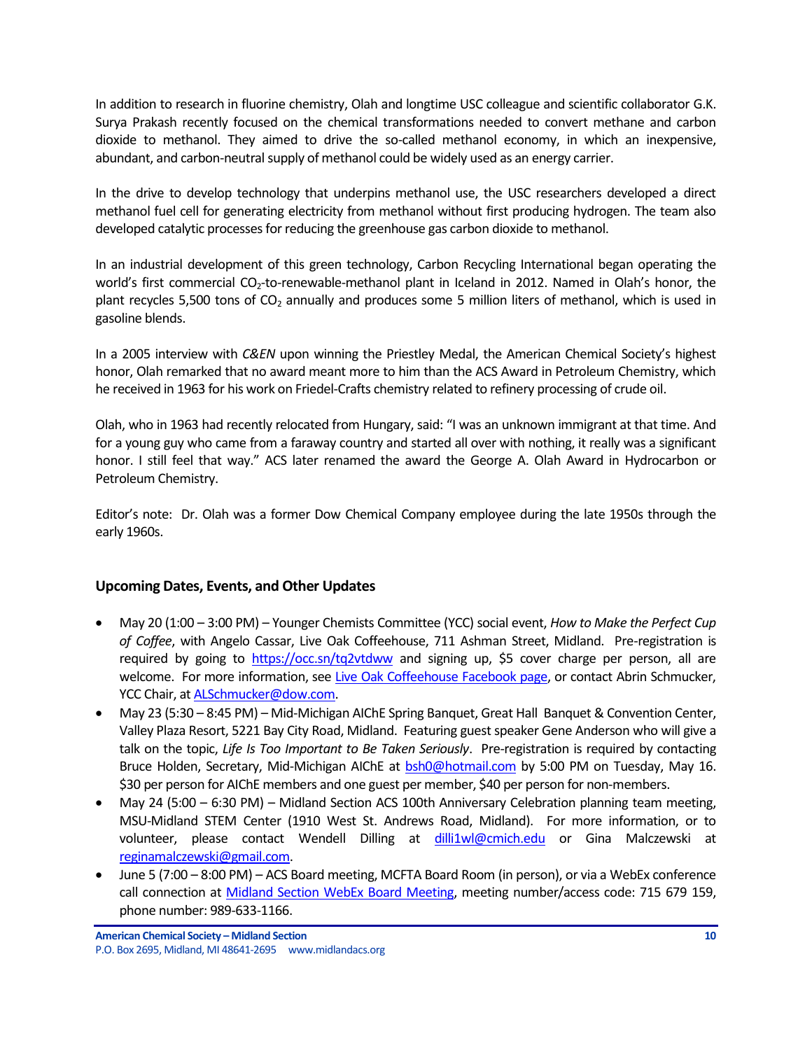In addition to research in fluorine chemistry, Olah and longtime USC colleague and scientific collaborator G.K. Surya Prakash recently focused on the chemical transformations needed to convert methane and carbon dioxide to methanol. They aimed to drive the so-called methanol economy, in which an inexpensive, abundant, and carbon-neutral supply of methanol could be widely used as an energy carrier.

In the drive to develop technology that underpins methanol use, the USC researchers developed a direct methanol fuel cell for generating electricity from methanol without first producing hydrogen. The team also developed catalytic processes for reducing the greenhouse gas carbon dioxide to methanol.

In an industrial development of this green technology, Carbon Recycling International began operating the world's first commercial $CO_2$-to-renewable-methanol plant in Iceland in 2012. Named in Olah's honor, the plant recycles 5,500 tons of $CO_2$ annually and produces some 5 million liters of methanol, which is used in gasoline blends.

In a 2005 interview with *C&EN* upon winning the Priestley Medal, the American Chemical Society's highest honor, Olah remarked that no award meant more to him than the ACS Award in Petroleum Chemistry, which he received in 1963 for his work on Friedel-Crafts chemistry related to refinery processing of crude oil.

Olah, who in 1963 had recently relocated from Hungary, said: "I was an unknown immigrant at that time. And for a young guy who came from a faraway country and started all over with nothing, it really was a significant honor. I still feel that way." ACS later renamed the award the George A. Olah Award in Hydrocarbon or Petroleum Chemistry.

Editor's note: Dr. Olah was a former Dow Chemical Company employee during the late 1950s through the early 1960s.

### Upcoming Dates, Events, and Other Updates

- May 20 (1:00 – 3:00 PM) – Younger Chemists Committee (YCC) social event, *How to Make the Perfect Cup of Coffee*, with Angelo Cassar, Live Oak Coffeehouse, 711 Ashman Street, Midland. Pre-registration is required by going to https://occ.sn/tq2vtdww and signing up, $5 cover charge per person, all are welcome. For more information, see Live Oak Coffeehouse Facebook page, or contact Abrin Schmucker, YCC Chair, at ALSchmucker@dow.com.
- May 23 (5:30 – 8:45 PM) – Mid-Michigan AIChE Spring Banquet, Great Hall Banquet & Convention Center, Valley Plaza Resort, 5221 Bay City Road, Midland. Featuring guest speaker Gene Anderson who will give a talk on the topic, *Life Is Too Important to Be Taken Seriously*. Pre-registration is required by contacting Bruce Holden, Secretary, Mid-Michigan AIChE at bsh0@hotmail.com by 5:00 PM on Tuesday, May 16. $30 per person for AIChE members and one guest per member, $40 per person for non-members.
- May 24 (5:00 – 6:30 PM) – Midland Section ACS 100th Anniversary Celebration planning team meeting, MSU-Midland STEM Center (1910 West St. Andrews Road, Midland). For more information, or to volunteer, please contact Wendell Dilling at dilli1wl@cmich.edu or Gina Malczewski at reginamalczewski@gmail.com.
- June 5 (7:00 – 8:00 PM) – ACS Board meeting, MCFTA Board Room (in person), or via a WebEx conference call connection at Midland Section WebEx Board Meeting, meeting number/access code: 715 679 159, phone number: 989-633-1166.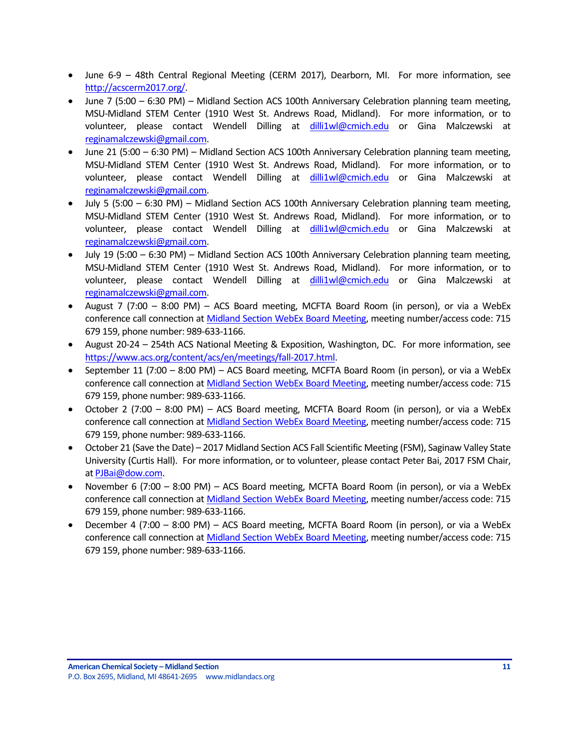- June 6-9 – 48th Central Regional Meeting (CERM 2017), Dearborn, MI. For more information, see http://acscerm2017.org/.
- June 7 (5:00 – 6:30 PM) – Midland Section ACS 100th Anniversary Celebration planning team meeting, MSU-Midland STEM Center (1910 West St. Andrews Road, Midland). For more information, or to volunteer, please contact Wendell Dilling at dilli1wl@cmich.edu or Gina Malczewski at reginamalczewski@gmail.com.
- June 21 (5:00 – 6:30 PM) – Midland Section ACS 100th Anniversary Celebration planning team meeting, MSU-Midland STEM Center (1910 West St. Andrews Road, Midland). For more information, or to volunteer, please contact Wendell Dilling at dilli1wl@cmich.edu or Gina Malczewski at reginamalczewski@gmail.com.
- July 5 (5:00 – 6:30 PM) – Midland Section ACS 100th Anniversary Celebration planning team meeting, MSU-Midland STEM Center (1910 West St. Andrews Road, Midland). For more information, or to volunteer, please contact Wendell Dilling at dilli1wl@cmich.edu or Gina Malczewski at reginamalczewski@gmail.com.
- July 19 (5:00 – 6:30 PM) – Midland Section ACS 100th Anniversary Celebration planning team meeting, MSU-Midland STEM Center (1910 West St. Andrews Road, Midland). For more information, or to volunteer, please contact Wendell Dilling at dilli1wl@cmich.edu or Gina Malczewski at reginamalczewski@gmail.com.
- August 7 (7:00 – 8:00 PM) – ACS Board meeting, MCFTA Board Room (in person), or via a WebEx conference call connection at Midland Section WebEx Board Meeting, meeting number/access code: 715 679 159, phone number: 989-633-1166.
- August 20-24 – 254th ACS National Meeting & Exposition, Washington, DC. For more information, see https://www.acs.org/content/acs/en/meetings/fall-2017.html.
- September 11 (7:00 – 8:00 PM) – ACS Board meeting, MCFTA Board Room (in person), or via a WebEx conference call connection at Midland Section WebEx Board Meeting, meeting number/access code: 715 679 159, phone number: 989-633-1166.
- October 2 (7:00 – 8:00 PM) – ACS Board meeting, MCFTA Board Room (in person), or via a WebEx conference call connection at Midland Section WebEx Board Meeting, meeting number/access code: 715 679 159, phone number: 989-633-1166.
- October 21 (Save the Date) – 2017 Midland Section ACS Fall Scientific Meeting (FSM), Saginaw Valley State University (Curtis Hall). For more information, or to volunteer, please contact Peter Bai, 2017 FSM Chair, at PJBai@dow.com.
- November 6 (7:00 – 8:00 PM) – ACS Board meeting, MCFTA Board Room (in person), or via a WebEx conference call connection at Midland Section WebEx Board Meeting, meeting number/access code: 715 679 159, phone number: 989-633-1166.
- December 4 (7:00 – 8:00 PM) – ACS Board meeting, MCFTA Board Room (in person), or via a WebEx conference call connection at Midland Section WebEx Board Meeting, meeting number/access code: 715 679 159, phone number: 989-633-1166.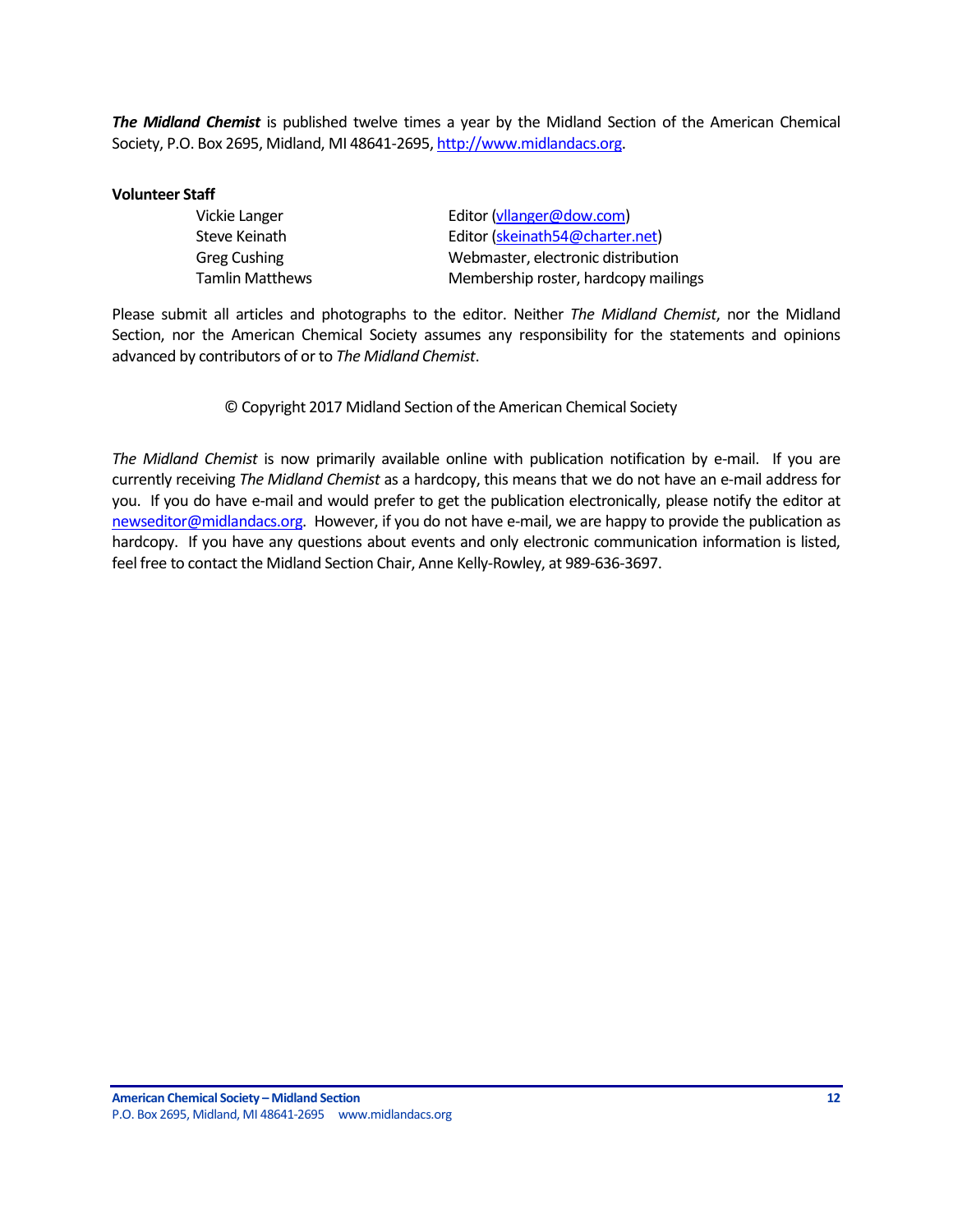***The Midland Chemist*** is published twelve times a year by the Midland Section of the American Chemical Society, P.O. Box 2695, Midland, MI 48641-2695, http://www.midlandacs.org.

**Volunteer Staff**

| | |
|---|---|
| Vickie Langer | Editor (vllanger@dow.com) |
| Steve Keinath | Editor (skeinath54@charter.net) |
| Greg Cushing | Webmaster, electronic distribution |
| Tamlin Matthews | Membership roster, hardcopy mailings |

Please submit all articles and photographs to the editor. Neither *The Midland Chemist*, nor the Midland Section, nor the American Chemical Society assumes any responsibility for the statements and opinions advanced by contributors of or to *The Midland Chemist*.

© Copyright 2017 Midland Section of the American Chemical Society

*The Midland Chemist* is now primarily available online with publication notification by e-mail. If you are currently receiving *The Midland Chemist* as a hardcopy, this means that we do not have an e-mail address for you. If you do have e-mail and would prefer to get the publication electronically, please notify the editor at newseditor@midlandacs.org. However, if you do not have e-mail, we are happy to provide the publication as hardcopy. If you have any questions about events and only electronic communication information is listed, feel free to contact the Midland Section Chair, Anne Kelly-Rowley, at 989-636-3697.